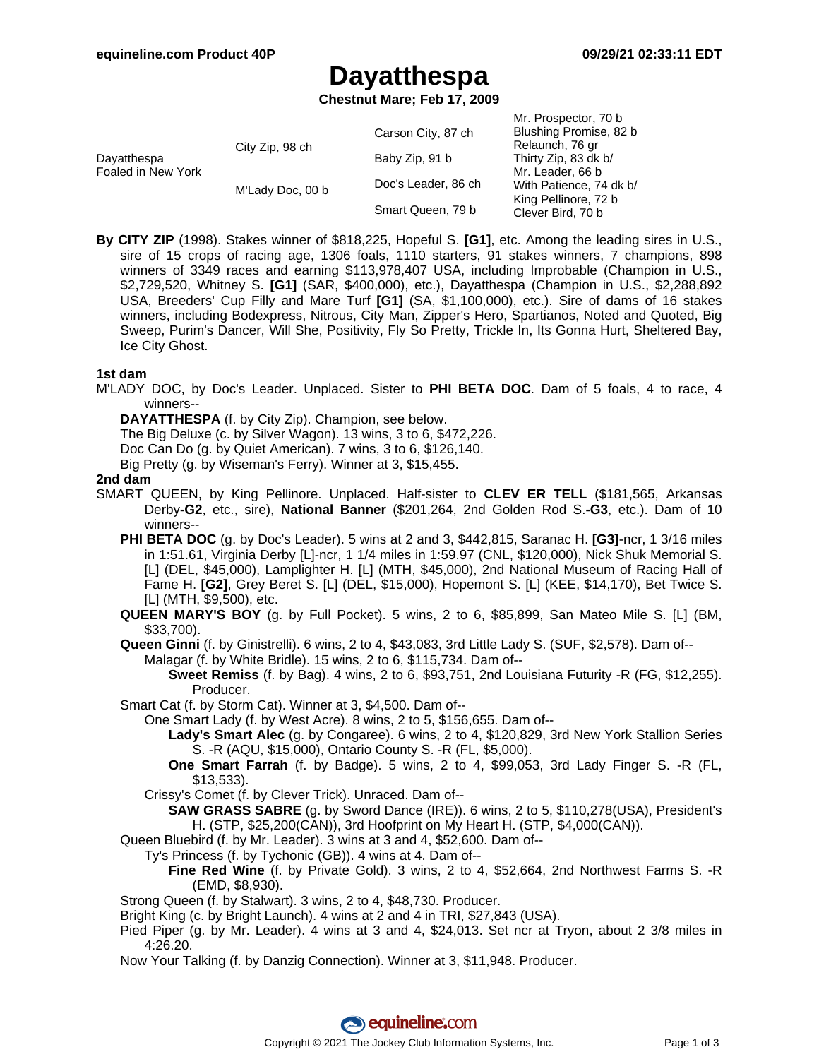# Dayatthespa

**Chestnut Mare; Feb 17, 2009**

| | | | |
|---|---|---|---|
| Dayatthespa<br>Foaled in New York | City Zip, 98 ch | Carson City, 87 ch | Mr. Prospector, 70 b |
| | | | Blushing Promise, 82 b |
| | | Baby Zip, 91 b | Relaunch, 76 gr |
| | | | Thirty Zip, 83 dk b/ |
| | M'Lady Doc, 00 b | Doc's Leader, 86 ch | Mr. Leader, 66 b |
| | | | With Patience, 74 dk b/ |
| | | Smart Queen, 79 b | King Pellinore, 72 b |
| | | | Clever Bird, 70 b |

**By CITY ZIP** (1998). Stakes winner of $818,225, Hopeful S. **[G1]**, etc. Among the leading sires in U.S., sire of 15 crops of racing age, 1306 foals, 1110 starters, 91 stakes winners, 7 champions, 898 winners of 3349 races and earning $113,978,407 USA, including Improbable (Champion in U.S., $2,729,520, Whitney S. **[G1]** (SAR, $400,000), etc.), Dayatthespa (Champion in U.S., $2,288,892 USA, Breeders' Cup Filly and Mare Turf **[G1]** (SA, $1,100,000), etc.). Sire of dams of 16 stakes winners, including Bodexpress, Nitrous, City Man, Zipper's Hero, Spartianos, Noted and Quoted, Big Sweep, Purim's Dancer, Will She, Positivity, Fly So Pretty, Trickle In, Its Gonna Hurt, Sheltered Bay, Ice City Ghost.

**1st dam**

M'LADY DOC, by Doc's Leader. Unplaced. Sister to **PHI BETA DOC**. Dam of 5 foals, 4 to race, 4 winners--

- **DAYATTHESPA** (f. by City Zip). Champion, see below.
- The Big Deluxe (c. by Silver Wagon). 13 wins, 3 to 6, $472,226.
- Doc Can Do (g. by Quiet American). 7 wins, 3 to 6, $126,140.
- Big Pretty (g. by Wiseman's Ferry). Winner at 3, $15,455.

**2nd dam**

SMART QUEEN, by King Pellinore. Unplaced. Half-sister to **CLEV ER TELL** ($181,565, Arkansas Derby**-G2**, etc., sire), **National Banner** ($201,264, 2nd Golden Rod S.**-G3**, etc.). Dam of 10 winners--

- **PHI BETA DOC** (g. by Doc's Leader). 5 wins at 2 and 3, $442,815, Saranac H. **[G3]**-ncr, 1 3/16 miles in 1:51.61, Virginia Derby [L]-ncr, 1 1/4 miles in 1:59.97 (CNL, $120,000), Nick Shuk Memorial S. [L] (DEL, $45,000), Lamplighter H. [L] (MTH, $45,000), 2nd National Museum of Racing Hall of Fame H. **[G2]**, Grey Beret S. [L] (DEL, $15,000), Hopemont S. [L] (KEE, $14,170), Bet Twice S. [L] (MTH, $9,500), etc.
- **QUEEN MARY'S BOY** (g. by Full Pocket). 5 wins, 2 to 6, $85,899, San Mateo Mile S. [L] (BM, $33,700).
- **Queen Ginni** (f. by Ginistrelli). 6 wins, 2 to 4, $43,083, 3rd Little Lady S. (SUF, $2,578). Dam of--
  - Malagar (f. by White Bridle). 15 wins, 2 to 6, $115,734. Dam of--
    - **Sweet Remiss** (f. by Bag). 4 wins, 2 to 6, $93,751, 2nd Louisiana Futurity -R (FG, $12,255). Producer.
- Smart Cat (f. by Storm Cat). Winner at 3, $4,500. Dam of--
  - One Smart Lady (f. by West Acre). 8 wins, 2 to 5, $156,655. Dam of--
    - **Lady's Smart Alec** (g. by Congaree). 6 wins, 2 to 4, $120,829, 3rd New York Stallion Series S. -R (AQU, $15,000), Ontario County S. -R (FL, $5,000).
    - **One Smart Farrah** (f. by Badge). 5 wins, 2 to 4, $99,053, 3rd Lady Finger S. -R (FL, $13,533).
  - Crissy's Comet (f. by Clever Trick). Unraced. Dam of--
    - **SAW GRASS SABRE** (g. by Sword Dance (IRE)). 6 wins, 2 to 5, $110,278(USA), President's H. (STP, $25,200(CAN)), 3rd Hoofprint on My Heart H. (STP, $4,000(CAN)).
- Queen Bluebird (f. by Mr. Leader). 3 wins at 3 and 4, $52,600. Dam of--
  - Ty's Princess (f. by Tychonic (GB)). 4 wins at 4. Dam of--
    - **Fine Red Wine** (f. by Private Gold). 3 wins, 2 to 4, $52,664, 2nd Northwest Farms S. -R (EMD, $8,930).
- Strong Queen (f. by Stalwart). 3 wins, 2 to 4, $48,730. Producer.
- Bright King (c. by Bright Launch). 4 wins at 2 and 4 in TRI, $27,843 (USA).
- Pied Piper (g. by Mr. Leader). 4 wins at 3 and 4, $24,013. Set ncr at Tryon, about 2 3/8 miles in 4:26.20.
- Now Your Talking (f. by Danzig Connection). Winner at 3, $11,948. Producer.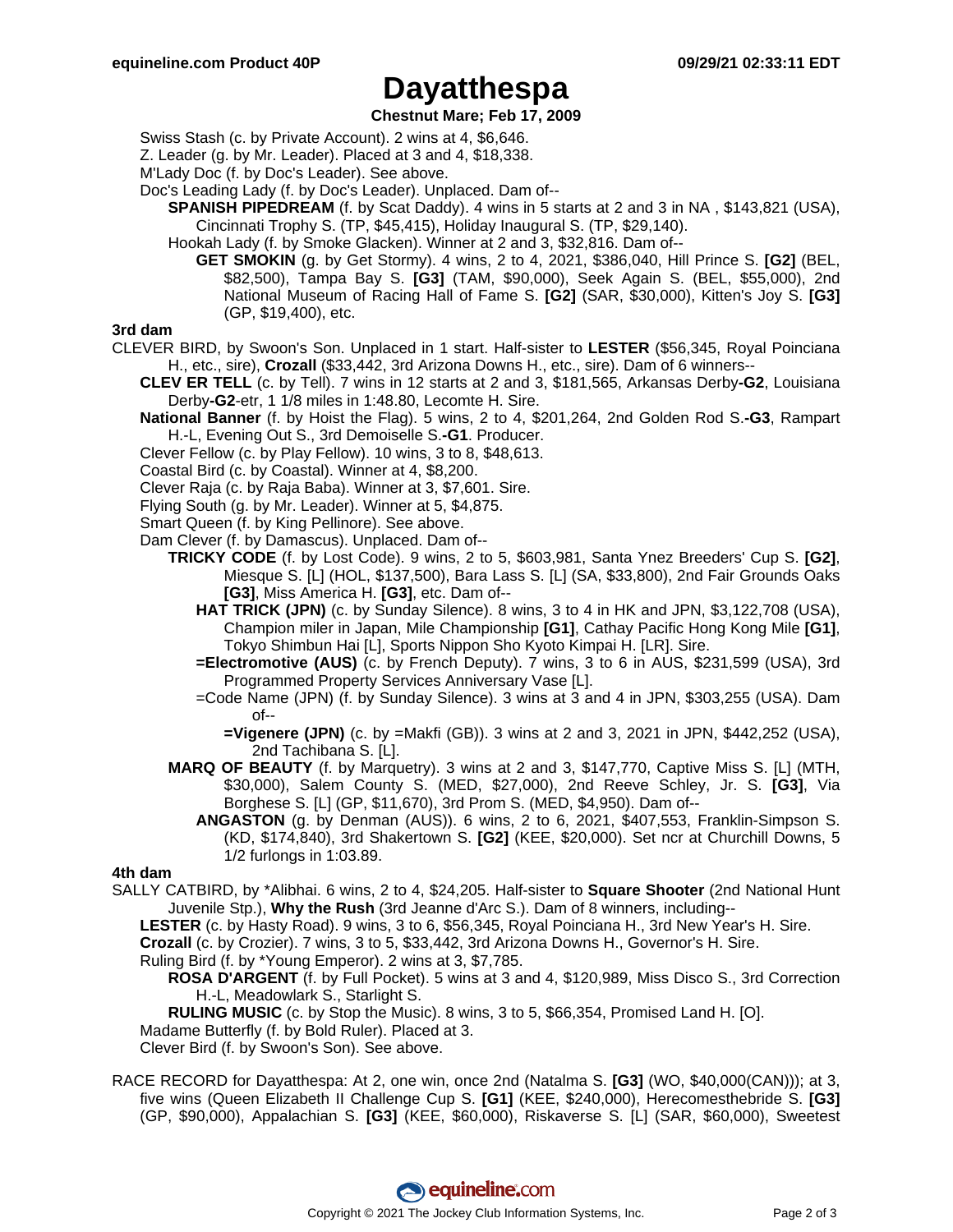# Dayatthespa

**Chestnut Mare; Feb 17, 2009**

Swiss Stash (c. by Private Account). 2 wins at 4, $6,646.

Z. Leader (g. by Mr. Leader). Placed at 3 and 4, $18,338.

M'Lady Doc (f. by Doc's Leader). See above.

Doc's Leading Lady (f. by Doc's Leader). Unplaced. Dam of--

**SPANISH PIPEDREAM** (f. by Scat Daddy). 4 wins in 5 starts at 2 and 3 in NA , $143,821 (USA), Cincinnati Trophy S. (TP, $45,415), Holiday Inaugural S. (TP, $29,140).

Hookah Lady (f. by Smoke Glacken). Winner at 2 and 3, $32,816. Dam of--

**GET SMOKIN** (g. by Get Stormy). 4 wins, 2 to 4, 2021, $386,040, Hill Prince S. **[G2]** (BEL, $82,500), Tampa Bay S. **[G3]** (TAM, $90,000), Seek Again S. (BEL, $55,000), 2nd National Museum of Racing Hall of Fame S. **[G2]** (SAR, $30,000), Kitten's Joy S. **[G3]** (GP, $19,400), etc.

**3rd dam**

CLEVER BIRD, by Swoon's Son. Unplaced in 1 start. Half-sister to **LESTER** ($56,345, Royal Poinciana H., etc., sire), **Crozall** ($33,442, 3rd Arizona Downs H., etc., sire). Dam of 6 winners--

**CLEV ER TELL** (c. by Tell). 7 wins in 12 starts at 2 and 3, $181,565, Arkansas Derby**-G2**, Louisiana Derby**-G2**-etr, 1 1/8 miles in 1:48.80, Lecomte H. Sire.

**National Banner** (f. by Hoist the Flag). 5 wins, 2 to 4, $201,264, 2nd Golden Rod S.**-G3**, Rampart H.-L, Evening Out S., 3rd Demoiselle S.**-G1**. Producer.

Clever Fellow (c. by Play Fellow). 10 wins, 3 to 8, $48,613.

Coastal Bird (c. by Coastal). Winner at 4, $8,200.

Clever Raja (c. by Raja Baba). Winner at 3, $7,601. Sire.

Flying South (g. by Mr. Leader). Winner at 5, $4,875.

Smart Queen (f. by King Pellinore). See above.

Dam Clever (f. by Damascus). Unplaced. Dam of--

**TRICKY CODE** (f. by Lost Code). 9 wins, 2 to 5, $603,981, Santa Ynez Breeders' Cup S. **[G2]**, Miesque S. [L] (HOL, $137,500), Bara Lass S. [L] (SA, $33,800), 2nd Fair Grounds Oaks **[G3]**, Miss America H. **[G3]**, etc. Dam of--

**HAT TRICK (JPN)** (c. by Sunday Silence). 8 wins, 3 to 4 in HK and JPN, $3,122,708 (USA), Champion miler in Japan, Mile Championship **[G1]**, Cathay Pacific Hong Kong Mile **[G1]**, Tokyo Shimbun Hai [L], Sports Nippon Sho Kyoto Kimpai H. [LR]. Sire.

**=Electromotive (AUS)** (c. by French Deputy). 7 wins, 3 to 6 in AUS, $231,599 (USA), 3rd Programmed Property Services Anniversary Vase [L].

=Code Name (JPN) (f. by Sunday Silence). 3 wins at 3 and 4 in JPN, $303,255 (USA). Dam of--

**=Vigenere (JPN)** (c. by =Makfi (GB)). 3 wins at 2 and 3, 2021 in JPN, $442,252 (USA), 2nd Tachibana S. [L].

**MARQ OF BEAUTY** (f. by Marquetry). 3 wins at 2 and 3, $147,770, Captive Miss S. [L] (MTH, $30,000), Salem County S. (MED, $27,000), 2nd Reeve Schley, Jr. S. **[G3]**, Via Borghese S. [L] (GP, $11,670), 3rd Prom S. (MED, $4,950). Dam of--

**ANGASTON** (g. by Denman (AUS)). 6 wins, 2 to 6, 2021, $407,553, Franklin-Simpson S. (KD, $174,840), 3rd Shakertown S. **[G2]** (KEE, $20,000). Set ncr at Churchill Downs, 5 1/2 furlongs in 1:03.89.

**4th dam**

SALLY CATBIRD, by *Alibhai. 6 wins, 2 to 4, $24,205. Half-sister to **Square Shooter** (2nd National Hunt Juvenile Stp.), **Why the Rush** (3rd Jeanne d'Arc S.). Dam of 8 winners, including--

**LESTER** (c. by Hasty Road). 9 wins, 3 to 6, $56,345, Royal Poinciana H., 3rd New Year's H. Sire.

**Crozall** (c. by Crozier). 7 wins, 3 to 5, $33,442, 3rd Arizona Downs H., Governor's H. Sire.

Ruling Bird (f. by *Young Emperor). 2 wins at 3, $7,785.

**ROSA D'ARGENT** (f. by Full Pocket). 5 wins at 3 and 4, $120,989, Miss Disco S., 3rd Correction H.-L, Meadowlark S., Starlight S.

**RULING MUSIC** (c. by Stop the Music). 8 wins, 3 to 5, $66,354, Promised Land H. [O].

Madame Butterfly (f. by Bold Ruler). Placed at 3.

Clever Bird (f. by Swoon's Son). See above.

RACE RECORD for Dayatthespa: At 2, one win, once 2nd (Natalma S. **[G3]** (WO, $40,000(CAN))); at 3, five wins (Queen Elizabeth II Challenge Cup S. **[G1]** (KEE, $240,000), Herecomesthebride S. **[G3]** (GP, $90,000), Appalachian S. **[G3]** (KEE, $60,000), Riskaverse S. [L] (SAR, $60,000), Sweetest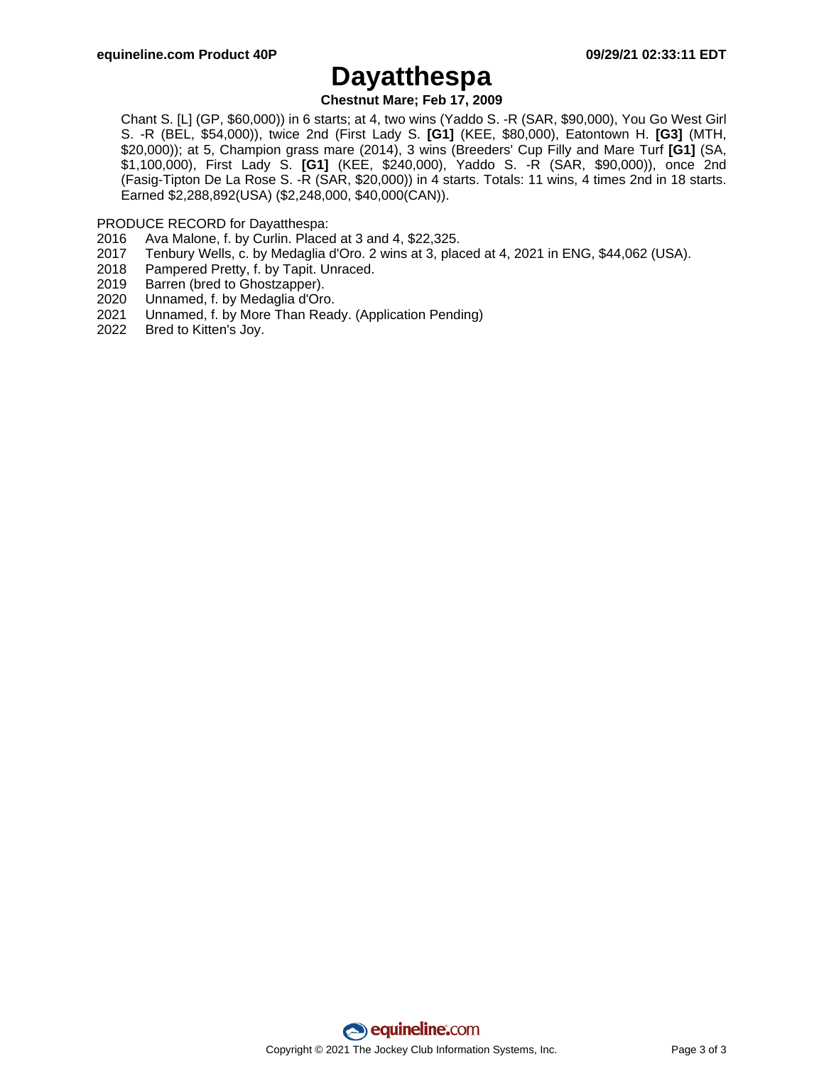# Dayatthespa

**Chestnut Mare; Feb 17, 2009**

Chant S. [L] (GP, $60,000)) in 6 starts; at 4, two wins (Yaddo S. -R (SAR, $90,000), You Go West Girl S. -R (BEL, $54,000)), twice 2nd (First Lady S. **[G1]** (KEE, $80,000), Eatontown H. **[G3]** (MTH, $20,000)); at 5, Champion grass mare (2014), 3 wins (Breeders' Cup Filly and Mare Turf **[G1]** (SA, $1,100,000), First Lady S. **[G1]** (KEE, $240,000), Yaddo S. -R (SAR, $90,000)), once 2nd (Fasig-Tipton De La Rose S. -R (SAR, $20,000)) in 4 starts. Totals: 11 wins, 4 times 2nd in 18 starts. Earned $2,288,892(USA) ($2,248,000, $40,000(CAN)).

PRODUCE RECORD for Dayatthespa:

2016 Ava Malone, f. by Curlin. Placed at 3 and 4, $22,325.
2017 Tenbury Wells, c. by Medaglia d'Oro. 2 wins at 3, placed at 4, 2021 in ENG, $44,062 (USA).
2018 Pampered Pretty, f. by Tapit. Unraced.
2019 Barren (bred to Ghostzapper).
2020 Unnamed, f. by Medaglia d'Oro.
2021 Unnamed, f. by More Than Ready. (Application Pending)
2022 Bred to Kitten's Joy.